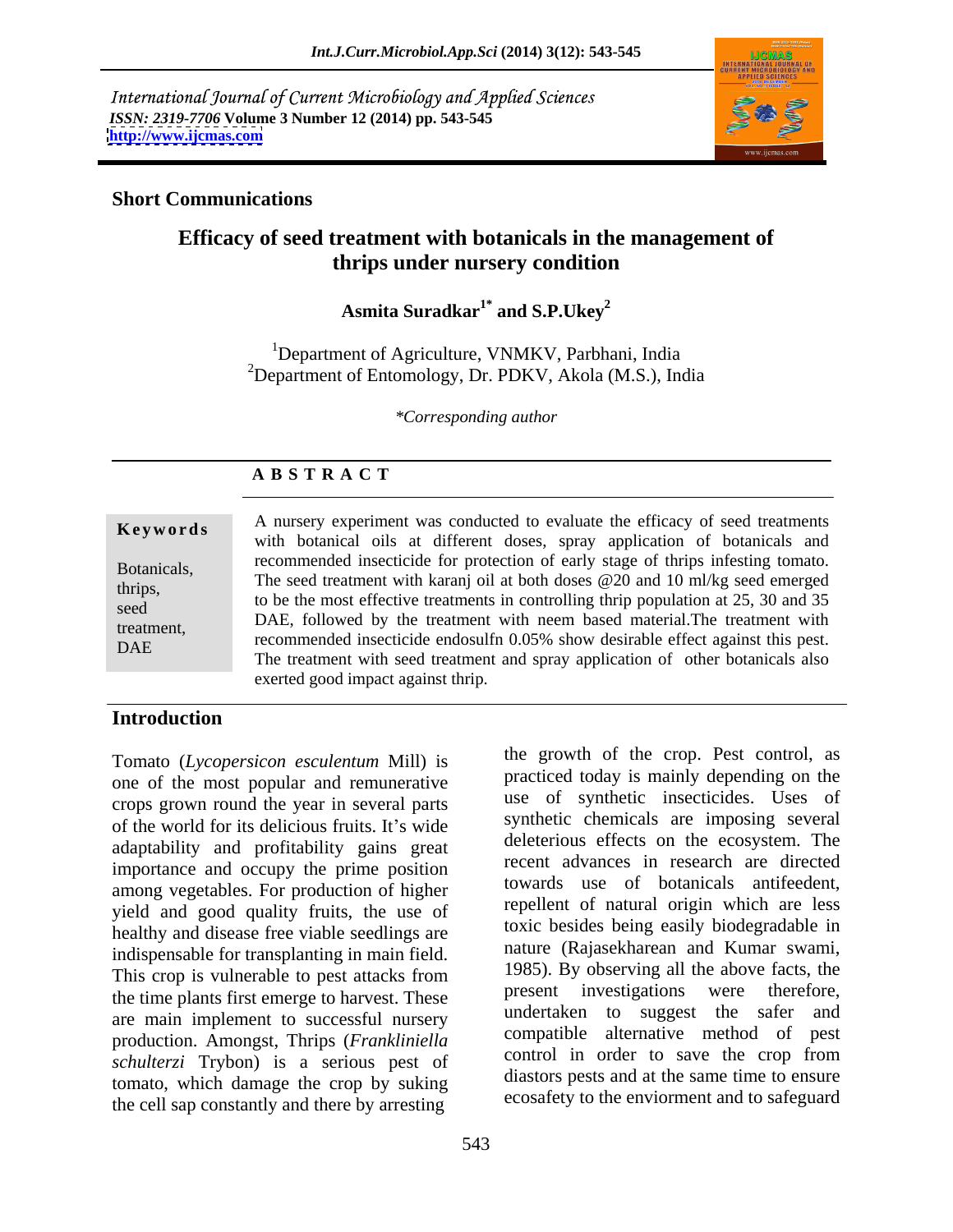International Journal of Current Microbiology and Applied Sciences
*ISSN: 2319-7706* **Volume 3 Number 12 (2014) pp. 543-545**
**http://www.ijcmas.com**

**Short Communications**

## Efficacy of seed treatment with botanicals in the management of thrips under nursery condition

**Asmita Suradkar[1*] and S.P.Ukey[2]**

[1]Department of Agriculture, VNMKV, Parbhani, India
[2]Department of Entomology, Dr. PDKV, Akola (M.S.), India

*\*Corresponding author*

### A B S T R A C T

**Keywords**

Botanicals, thrips, seed treatment, DAE

A nursery experiment was conducted to evaluate the efficacy of seed treatments with botanical oils at different doses, spray application of botanicals and recommended insecticide for protection of early stage of thrips infesting tomato. The seed treatment with karanj oil at both doses @20 and 10 ml/kg seed emerged to be the most effective treatments in controlling thrip population at 25, 30 and 35 DAE, followed by the treatment with neem based material.The treatment with recommended insecticide endosulfn 0.05% show desirable effect against this pest. The treatment with seed treatment and spray application of other botanicals also exerted good impact against thrip.

## Introduction

Tomato (*Lycopersicon esculentum* Mill) is one of the most popular and remunerative crops grown round the year in several parts of the world for its delicious fruits. It's wide adaptability and profitability gains great importance and occupy the prime position among vegetables. For production of higher yield and good quality fruits, the use of healthy and disease free viable seedlings are indispensable for transplanting in main field. This crop is vulnerable to pest attacks from the time plants first emerge to harvest. These are main implement to successful nursery production. Amongst, Thrips (*Frankliniella schulterzi* Trybon) is a serious pest of tomato, which damage the crop by suking the cell sap constantly and there by arresting the growth of the crop. Pest control, as practiced today is mainly depending on the use of synthetic insecticides. Uses of synthetic chemicals are imposing several deleterious effects on the ecosystem. The recent advances in research are directed towards use of botanicals antifeedent, repellent of natural origin which are less toxic besides being easily biodegradable in nature (Rajasekharean and Kumar swami, 1985). By observing all the above facts, the present investigations were therefore, undertaken to suggest the safer and compatible alternative method of pest control in order to save the crop from diastors pests and at the same time to ensure ecosafety to the enviorment and to safeguard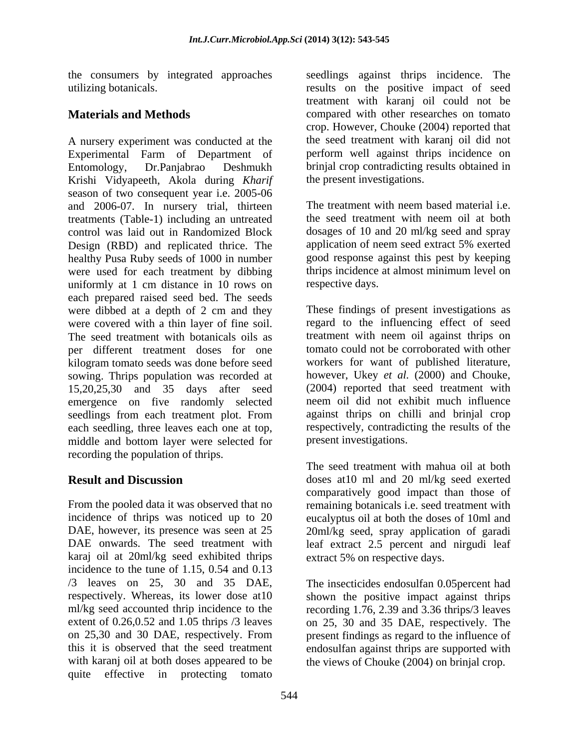the consumers by integrated approaches utilizing botanicals.

## Materials and Methods

A nursery experiment was conducted at the Experimental Farm of Department of Entomology, Dr.Panjabrao Deshmukh Krishi Vidyapeeth, Akola during *Kharif* season of two consequent year i.e. 2005-06 and 2006-07. In nursery trial, thirteen treatments (Table-1) including an untreated control was laid out in Randomized Block Design (RBD) and replicated thrice. The healthy Pusa Ruby seeds of 1000 in number were used for each treatment by dibbing uniformly at 1 cm distance in 10 rows on each prepared raised seed bed. The seeds were dibbed at a depth of 2 cm and they were covered with a thin layer of fine soil. The seed treatment with botanicals oils as per different treatment doses for one kilogram tomato seeds was done before seed sowing. Thrips population was recorded at 15,20,25,30 and 35 days after seed emergence on five randomly selected seedlings from each treatment plot. From each seedling, three leaves each one at top, middle and bottom layer were selected for recording the population of thrips.

## Result and Discussion

From the pooled data it was observed that no incidence of thrips was noticed up to 20 DAE, however, its presence was seen at 25 DAE onwards. The seed treatment with karaj oil at 20ml/kg seed exhibited thrips incidence to the tune of 1.15, 0.54 and 0.13 /3 leaves on 25, 30 and 35 DAE, respectively. Whereas, its lower dose at10 ml/kg seed accounted thrip incidence to the extent of 0.26,0.52 and 1.05 thrips /3 leaves on 25,30 and 30 DAE, respectively. From this it is observed that the seed treatment with karanj oil at both doses appeared to be quite effective in protecting tomato seedlings against thrips incidence. The results on the positive impact of seed treatment with karanj oil could not be compared with other researches on tomato crop. However, Chouke (2004) reported that the seed treatment with karanj oil did not perform well against thrips incidence on brinjal crop contradicting results obtained in the present investigations.

The treatment with neem based material i.e. the seed treatment with neem oil at both dosages of 10 and 20 ml/kg seed and spray application of neem seed extract 5% exerted good response against this pest by keeping thrips incidence at almost minimum level on respective days.

These findings of present investigations as regard to the influencing effect of seed treatment with neem oil against thrips on tomato could not be corroborated with other workers for want of published literature, however, Ukey *et al.* (2000) and Chouke, (2004) reported that seed treatment with neem oil did not exhibit much influence against thrips on chilli and brinjal crop respectively, contradicting the results of the present investigations.

The seed treatment with mahua oil at both doses at10 ml and 20 ml/kg seed exerted comparatively good impact than those of remaining botanicals i.e. seed treatment with eucalyptus oil at both the doses of 10ml and 20ml/kg seed, spray application of garadi leaf extract 2.5 percent and nirgudi leaf extract 5% on respective days.

The insecticides endosulfan 0.05percent had shown the positive impact against thrips recording 1.76, 2.39 and 3.36 thrips/3 leaves on 25, 30 and 35 DAE, respectively. The present findings as regard to the influence of endosulfan against thrips are supported with the views of Chouke (2004) on brinjal crop.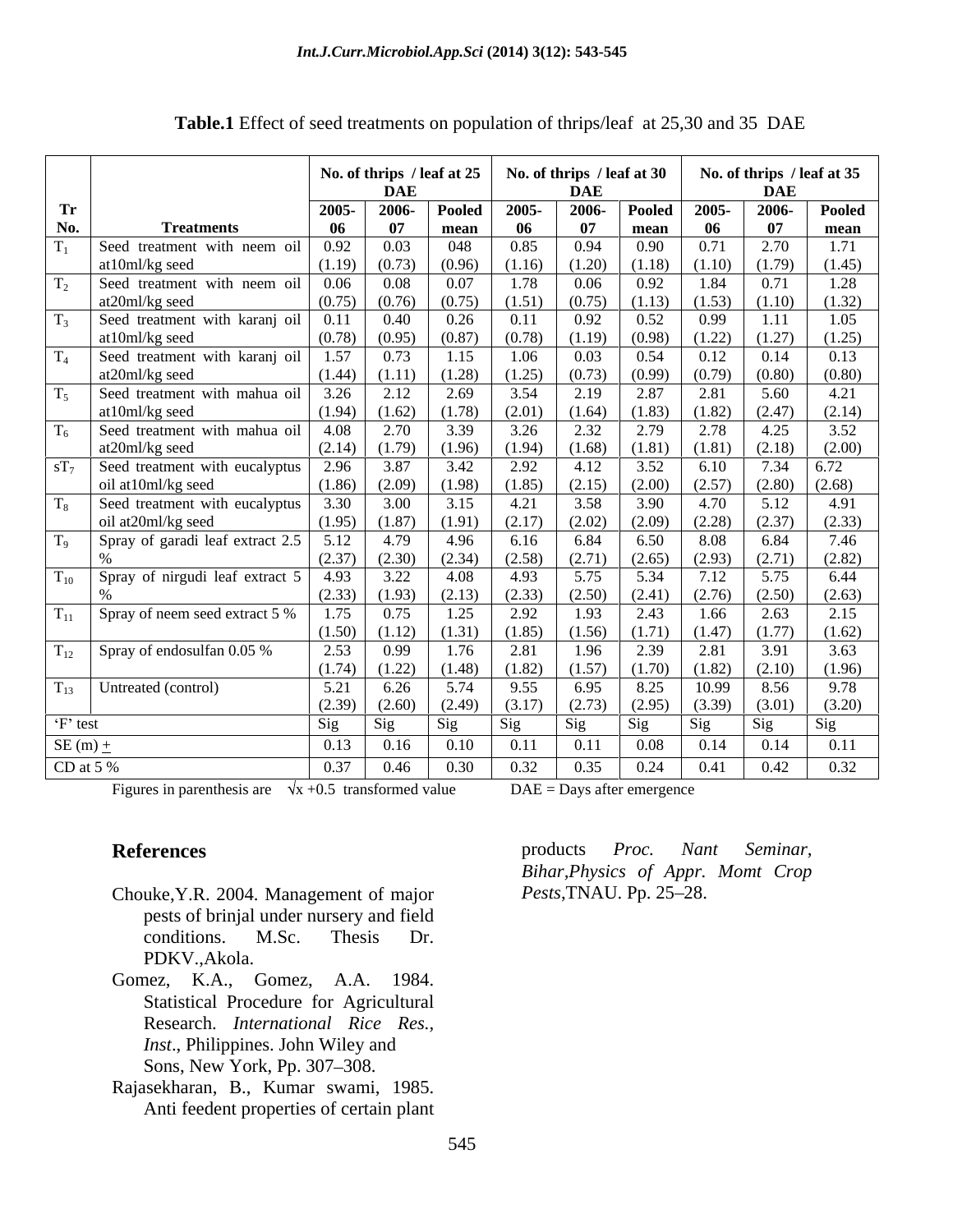**Table.1** Effect of seed treatments on population of thrips/leaf at 25,30 and 35 DAE

| Tr No. | Treatments | No. of thrips / leaf at 25 DAE | | | No. of thrips / leaf at 30 DAE | | | No. of thrips / leaf at 35 DAE | | |
|---|---|---|---|---|---|---|---|---|---|---|
| | | 2005-06 | 2006-07 | Pooled mean | 2005-06 | 2006-07 | Pooled mean | 2005-06 | 2006-07 | Pooled mean |
| $T_1$ | Seed treatment with neem oil at10ml/kg seed | 0.92 (1.19) | 0.03 (0.73) | 048 (0.96) | 0.85 (1.16) | 0.94 (1.20) | 0.90 (1.18) | 0.71 (1.10) | 2.70 (1.79) | 1.71 (1.45) |
| $T_2$ | Seed treatment with neem oil at20ml/kg seed | 0.06 (0.75) | 0.08 (0.76) | 0.07 (0.75) | 1.78 (1.51) | 0.06 (0.75) | 0.92 (1.13) | 1.84 (1.53) | 0.71 (1.10) | 1.28 (1.32) |
| $T_3$ | Seed treatment with karanj oil at10ml/kg seed | 0.11 (0.78) | 0.40 (0.95) | 0.26 (0.87) | 0.11 (0.78) | 0.92 (1.19) | 0.52 (0.98) | 0.99 (1.22) | 1.11 (1.27) | 1.05 (1.25) |
| $T_4$ | Seed treatment with karanj oil at20ml/kg seed | 1.57 (1.44) | 0.73 (1.11) | 1.15 (1.28) | 1.06 (1.25) | 0.03 (0.73) | 0.54 (0.99) | 0.12 (0.79) | 0.14 (0.80) | 0.13 (0.80) |
| $T_5$ | Seed treatment with mahua oil at10ml/kg seed | 3.26 (1.94) | 2.12 (1.62) | 2.69 (1.78) | 3.54 (2.01) | 2.19 (1.64) | 2.87 (1.83) | 2.81 (1.82) | 5.60 (2.47) | 4.21 (2.14) |
| $T_6$ | Seed treatment with mahua oil at20ml/kg seed | 4.08 (2.14) | 2.70 (1.79) | 3.39 (1.96) | 3.26 (1.94) | 2.32 (1.68) | 2.79 (1.81) | 2.78 (1.81) | 4.25 (2.18) | 3.52 (2.00) |
| $sT_7$ | Seed treatment with eucalyptus oil at10ml/kg seed | 2.96 (1.86) | 3.87 (2.09) | 3.42 (1.98) | 2.92 (1.85) | 4.12 (2.15) | 3.52 (2.00) | 6.10 (2.57) | 7.34 (2.80) | 6.72 (2.68) |
| $T_8$ | Seed treatment with eucalyptus oil at20ml/kg seed | 3.30 (1.95) | 3.00 (1.87) | 3.15 (1.91) | 4.21 (2.17) | 3.58 (2.02) | 3.90 (2.09) | 4.70 (2.28) | 5.12 (2.37) | 4.91 (2.33) |
| $T_9$ | Spray of garadi leaf extract 2.5 % | 5.12 (2.37) | 4.79 (2.30) | 4.96 (2.34) | 6.16 (2.58) | 6.84 (2.71) | 6.50 (2.65) | 8.08 (2.93) | 6.84 (2.71) | 7.46 (2.82) |
| $T_{10}$ | Spray of nirgudi leaf extract 5 % | 4.93 (2.33) | 3.22 (1.93) | 4.08 (2.13) | 4.93 (2.33) | 5.75 (2.50) | 5.34 (2.41) | 7.12 (2.76) | 5.75 (2.50) | 6.44 (2.63) |
| $T_{11}$ | Spray of neem seed extract 5 % | 1.75 (1.50) | 0.75 (1.12) | 1.25 (1.31) | 2.92 (1.85) | 1.93 (1.56) | 2.43 (1.71) | 1.66 (1.47) | 2.63 (1.77) | 2.15 (1.62) |
| $T_{12}$ | Spray of endosulfan 0.05 % | 2.53 (1.74) | 0.99 (1.22) | 1.76 (1.48) | 2.81 (1.82) | 1.96 (1.57) | 2.39 (1.70) | 2.81 (1.82) | 3.91 (2.10) | 3.63 (1.96) |
| $T_{13}$ | Untreated (control) | 5.21 (2.39) | 6.26 (2.60) | 5.74 (2.49) | 9.55 (3.17) | 6.95 (2.73) | 8.25 (2.95) | 10.99 (3.39) | 8.56 (3.01) | 9.78 (3.20) |
| 'F' test | | Sig | Sig | Sig | Sig | Sig | Sig | Sig | Sig | Sig |
| SE (m) $\pm$ | | 0.13 | 0.16 | 0.10 | 0.11 | 0.11 | 0.08 | 0.14 | 0.14 | 0.11 |
| CD at 5 % | | 0.37 | 0.46 | 0.30 | 0.32 | 0.35 | 0.24 | 0.41 | 0.42 | 0.32 |

Figures in parenthesis are $\sqrt{x+0.5}$ transformed value DAE = Days after emergence

## References

Chouke,Y.R. 2004. Management of major pests of brinjal under nursery and field conditions. M.Sc. Thesis Dr. PDKV.,Akola.

Gomez, K.A., Gomez, A.A. 1984. Statistical Procedure for Agricultural Research. *International Rice Res., Inst*., Philippines. John Wiley and Sons, New York, Pp. 307–308.

Rajasekharan, B., Kumar swami, 1985. Anti feedent properties of certain plant products *Proc. Nant Seminar, Bihar,Physics of Appr. Momt Crop Pests*,TNAU. Pp. 25–28.